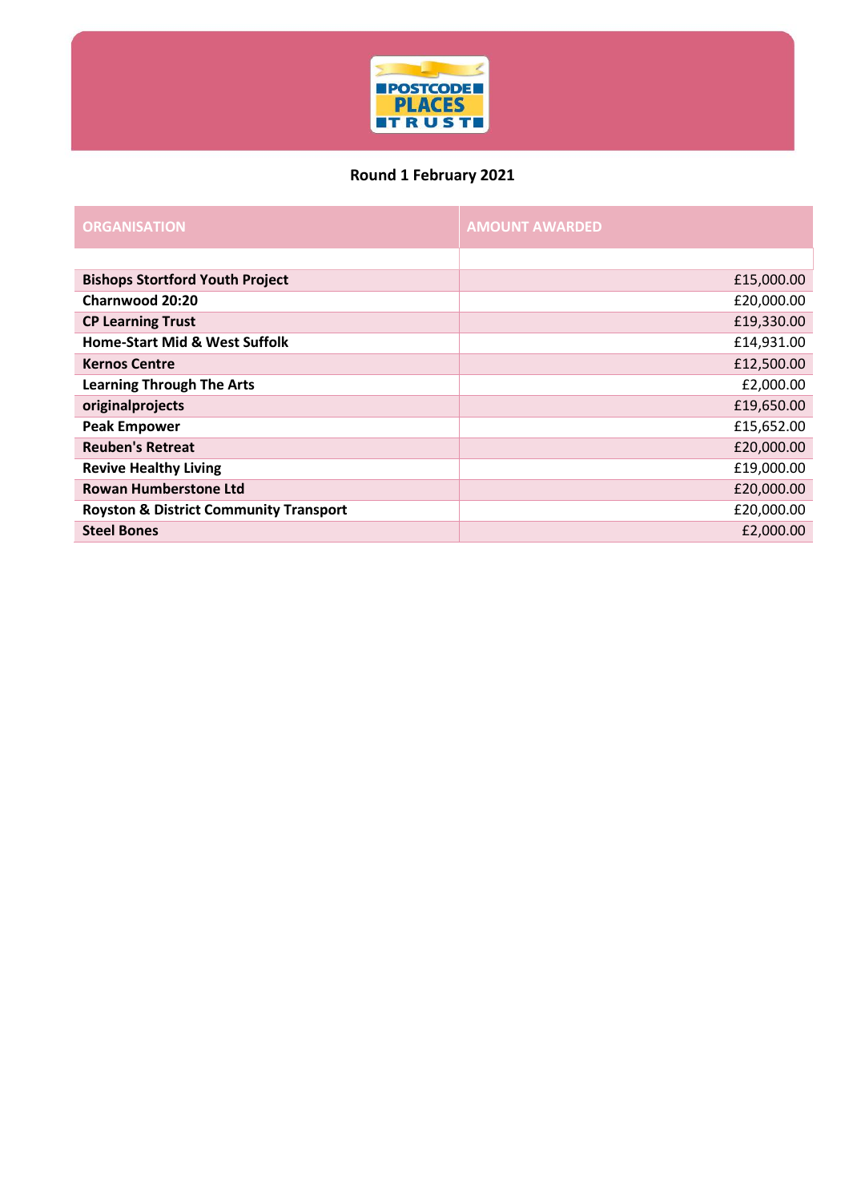## Round 1 February 2021

| ORGANISATION | AMOUNT AWARDED |
|---|---|
| | |
| **Bishops Stortford Youth Project** | £15,000.00 |
| **Charnwood 20:20** | £20,000.00 |
| **CP Learning Trust** | £19,330.00 |
| **Home-Start Mid & West Suffolk** | £14,931.00 |
| **Kernos Centre** | £12,500.00 |
| **Learning Through The Arts** | £2,000.00 |
| **originalprojects** | £19,650.00 |
| **Peak Empower** | £15,652.00 |
| **Reuben's Retreat** | £20,000.00 |
| **Revive Healthy Living** | £19,000.00 |
| **Rowan Humberstone Ltd** | £20,000.00 |
| **Royston & District Community Transport** | £20,000.00 |
| **Steel Bones** | £2,000.00 |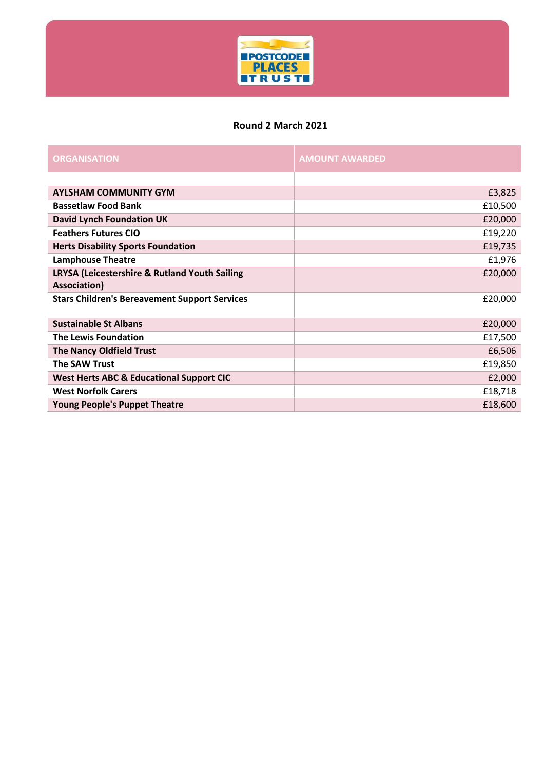## Round 2 March 2021

| ORGANISATION | AMOUNT AWARDED |
| --- | --- |
| | |
| **AYLSHAM COMMUNITY GYM** | £3,825 |
| **Bassetlaw Food Bank** | £10,500 |
| **David Lynch Foundation UK** | £20,000 |
| **Feathers Futures CIO** | £19,220 |
| **Herts Disability Sports Foundation** | £19,735 |
| **Lamphouse Theatre** | £1,976 |
| **LRYSA (Leicestershire & Rutland Youth Sailing Association)** | £20,000 |
| **Stars Children's Bereavement Support Services** | £20,000 |
| **Sustainable St Albans** | £20,000 |
| **The Lewis Foundation** | £17,500 |
| **The Nancy Oldfield Trust** | £6,506 |
| **The SAW Trust** | £19,850 |
| **West Herts ABC & Educational Support CIC** | £2,000 |
| **West Norfolk Carers** | £18,718 |
| **Young People's Puppet Theatre** | £18,600 |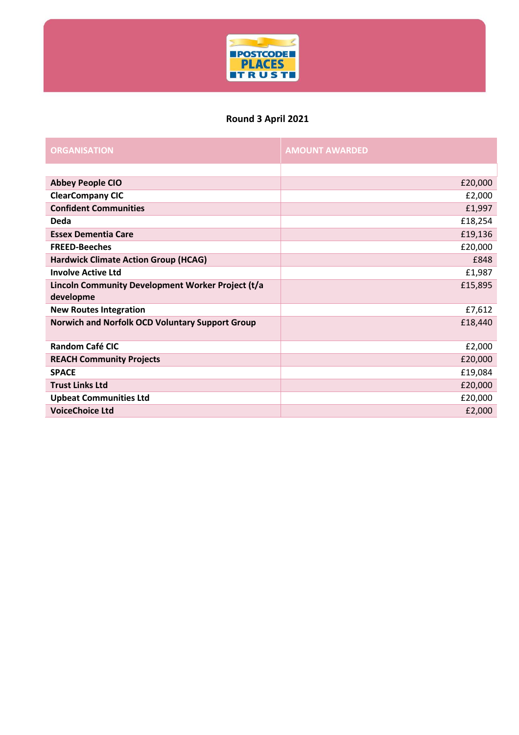## Round 3 April 2021

| ORGANISATION | AMOUNT AWARDED |
|---|---|
| | |
| **Abbey People CIO** | £20,000 |
| **ClearCompany CIC** | £2,000 |
| **Confident Communities** | £1,997 |
| **Deda** | £18,254 |
| **Essex Dementia Care** | £19,136 |
| **FREED-Beeches** | £20,000 |
| **Hardwick Climate Action Group (HCAG)** | £848 |
| **Involve Active Ltd** | £1,987 |
| **Lincoln Community Development Worker Project (t/a developme** | £15,895 |
| **New Routes Integration** | £7,612 |
| **Norwich and Norfolk OCD Voluntary Support Group** | £18,440 |
| **Random Café CIC** | £2,000 |
| **REACH Community Projects** | £20,000 |
| **SPACE** | £19,084 |
| **Trust Links Ltd** | £20,000 |
| **Upbeat Communities Ltd** | £20,000 |
| **VoiceChoice Ltd** | £2,000 |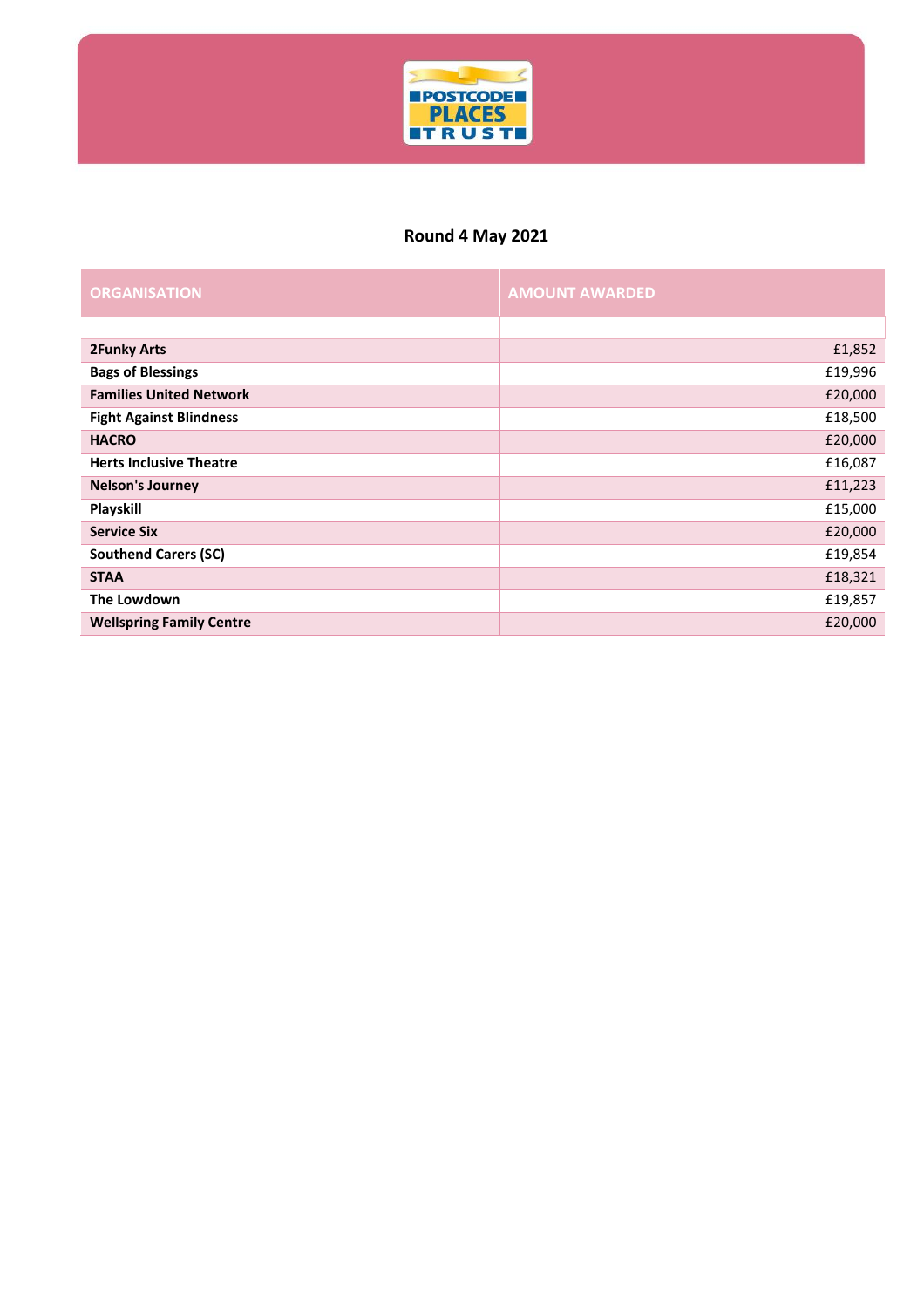## Round 4 May 2021

| ORGANISATION | AMOUNT AWARDED |
| --- | --- |
| | |
| **2Funky Arts** | £1,852 |
| **Bags of Blessings** | £19,996 |
| **Families United Network** | £20,000 |
| **Fight Against Blindness** | £18,500 |
| **HACRO** | £20,000 |
| **Herts Inclusive Theatre** | £16,087 |
| **Nelson's Journey** | £11,223 |
| **Playskill** | £15,000 |
| **Service Six** | £20,000 |
| **Southend Carers (SC)** | £19,854 |
| **STAA** | £18,321 |
| **The Lowdown** | £19,857 |
| **Wellspring Family Centre** | £20,000 |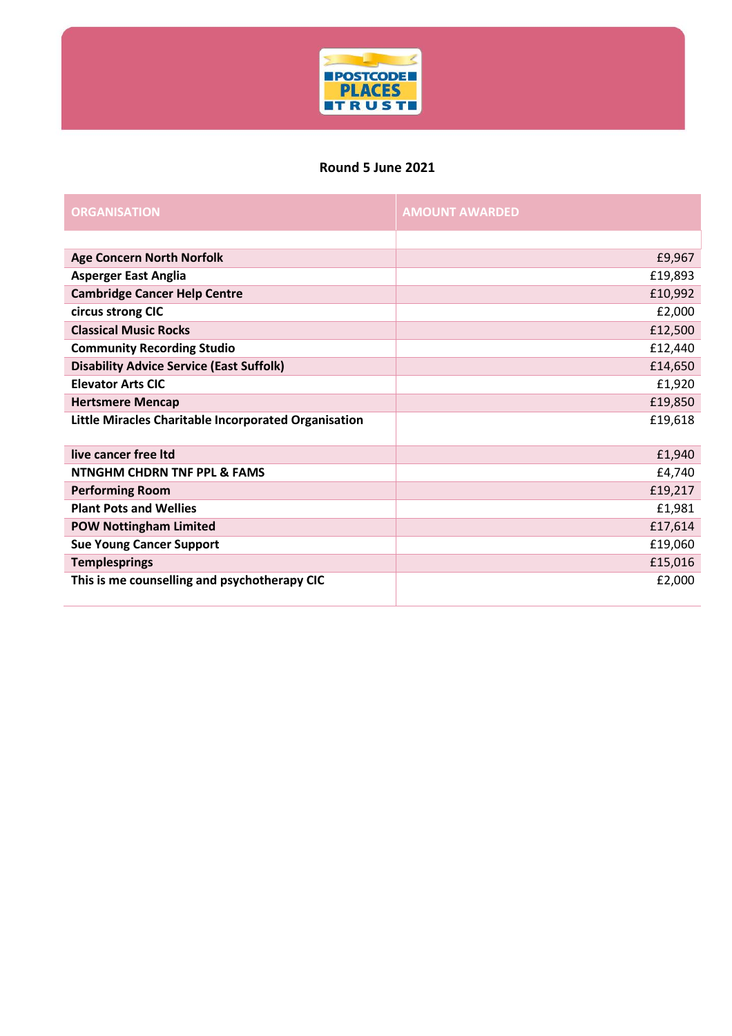**Round 5 June 2021**

| ORGANISATION | AMOUNT AWARDED |
|---|---|
| | |
| **Age Concern North Norfolk** | £9,967 |
| **Asperger East Anglia** | £19,893 |
| **Cambridge Cancer Help Centre** | £10,992 |
| **circus strong CIC** | £2,000 |
| **Classical Music Rocks** | £12,500 |
| **Community Recording Studio** | £12,440 |
| **Disability Advice Service (East Suffolk)** | £14,650 |
| **Elevator Arts CIC** | £1,920 |
| **Hertsmere Mencap** | £19,850 |
| **Little Miracles Charitable Incorporated Organisation** | £19,618 |
| **live cancer free ltd** | £1,940 |
| **NTNGHM CHDRN TNF PPL & FAMS** | £4,740 |
| **Performing Room** | £19,217 |
| **Plant Pots and Wellies** | £1,981 |
| **POW Nottingham Limited** | £17,614 |
| **Sue Young Cancer Support** | £19,060 |
| **Templesprings** | £15,016 |
| **This is me counselling and psychotherapy CIC** | £2,000 |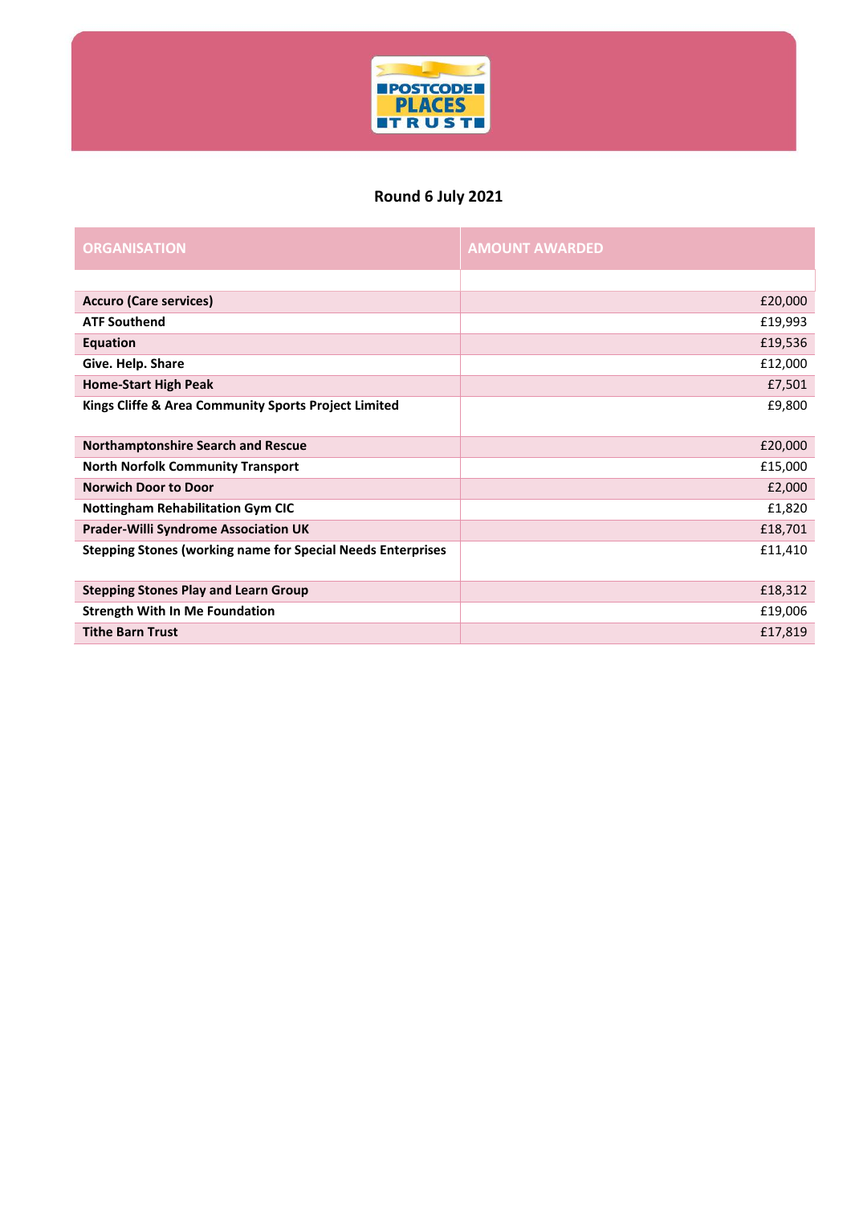## Round 6 July 2021

| ORGANISATION | AMOUNT AWARDED |
|---|---|
| | |
| **Accuro (Care services)** | £20,000 |
| **ATF Southend** | £19,993 |
| **Equation** | £19,536 |
| **Give. Help. Share** | £12,000 |
| **Home-Start High Peak** | £7,501 |
| **Kings Cliffe & Area Community Sports Project Limited** | £9,800 |
| **Northamptonshire Search and Rescue** | £20,000 |
| **North Norfolk Community Transport** | £15,000 |
| **Norwich Door to Door** | £2,000 |
| **Nottingham Rehabilitation Gym CIC** | £1,820 |
| **Prader-Willi Syndrome Association UK** | £18,701 |
| **Stepping Stones (working name for Special Needs Enterprises** | £11,410 |
| **Stepping Stones Play and Learn Group** | £18,312 |
| **Strength With In Me Foundation** | £19,006 |
| **Tithe Barn Trust** | £17,819 |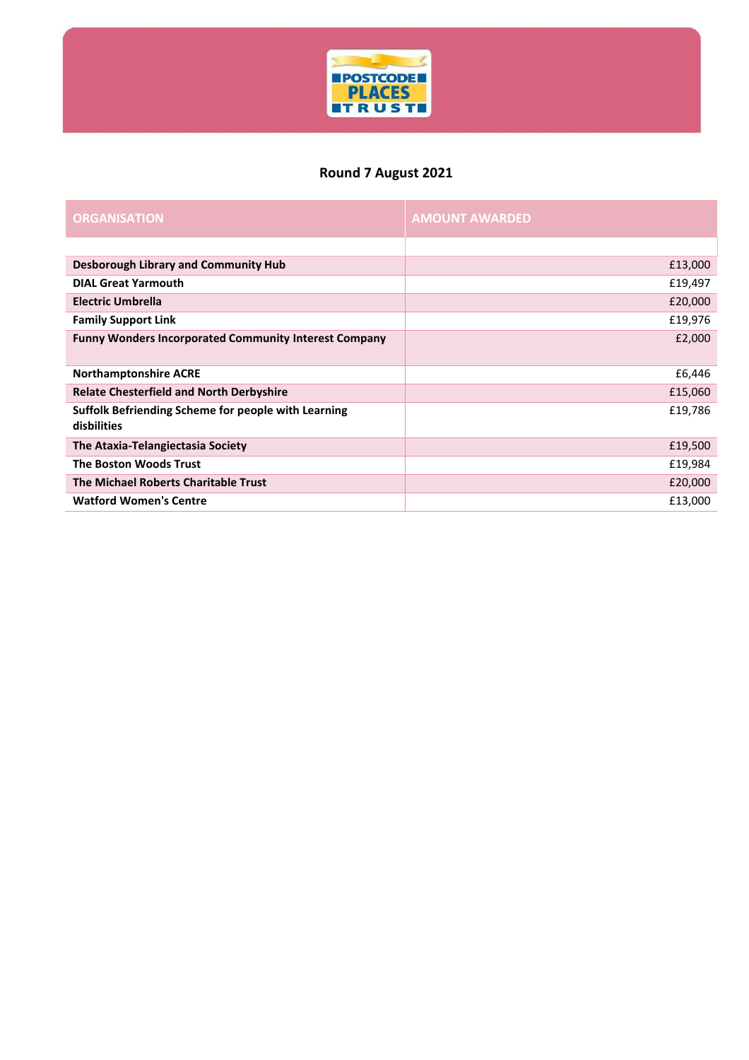## Round 7 August 2021

| ORGANISATION | AMOUNT AWARDED |
|---|---|
| | |
| **Desborough Library and Community Hub** | £13,000 |
| **DIAL Great Yarmouth** | £19,497 |
| **Electric Umbrella** | £20,000 |
| **Family Support Link** | £19,976 |
| **Funny Wonders Incorporated Community Interest Company** | £2,000 |
| **Northamptonshire ACRE** | £6,446 |
| **Relate Chesterfield and North Derbyshire** | £15,060 |
| **Suffolk Befriending Scheme for people with Learning disbilities** | £19,786 |
| **The Ataxia-Telangiectasia Society** | £19,500 |
| **The Boston Woods Trust** | £19,984 |
| **The Michael Roberts Charitable Trust** | £20,000 |
| **Watford Women's Centre** | £13,000 |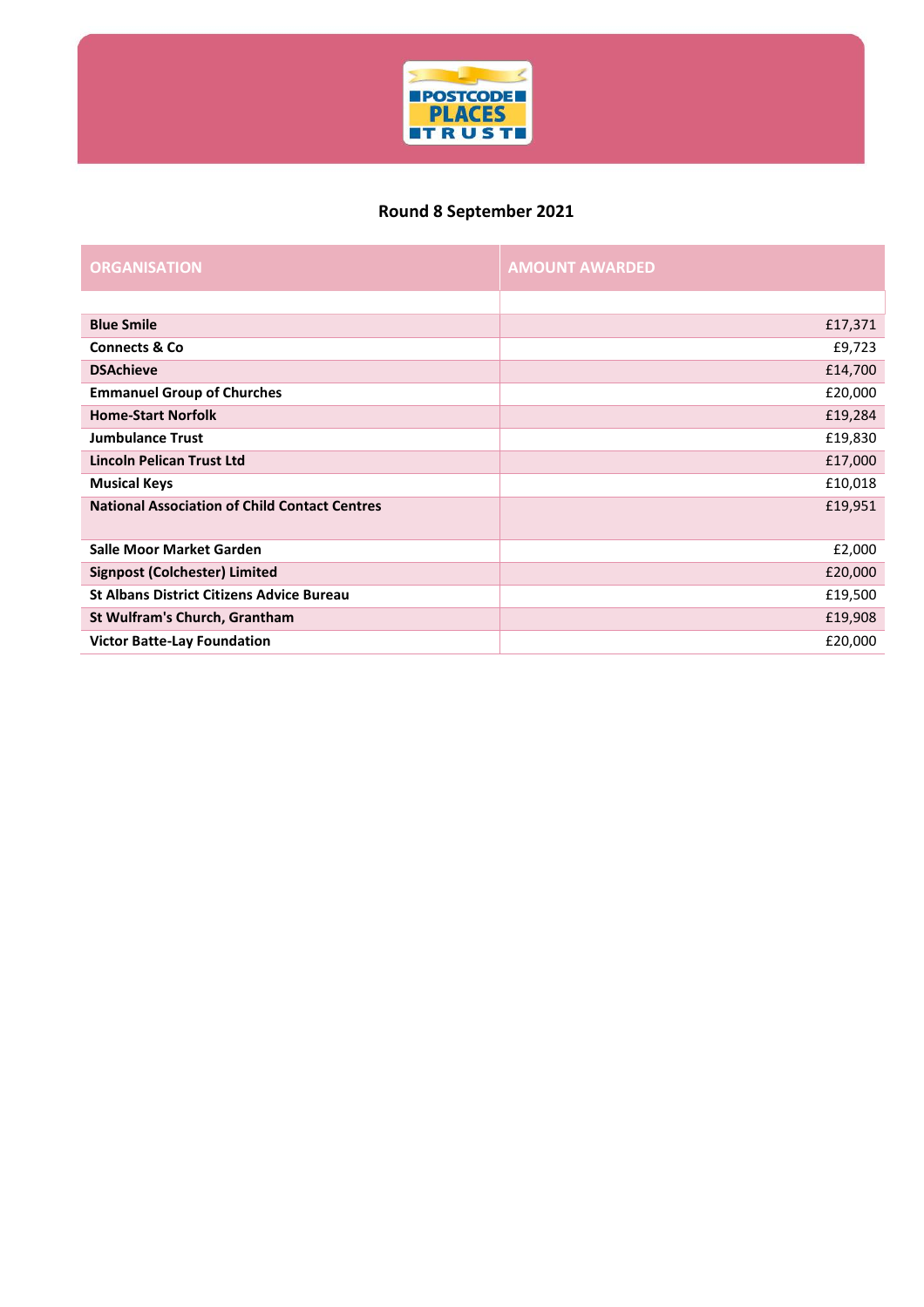## Round 8 September 2021

| ORGANISATION | AMOUNT AWARDED |
|---|---|
| | |
| **Blue Smile** | £17,371 |
| **Connects & Co** | £9,723 |
| **DSAchieve** | £14,700 |
| **Emmanuel Group of Churches** | £20,000 |
| **Home-Start Norfolk** | £19,284 |
| **Jumbulance Trust** | £19,830 |
| **Lincoln Pelican Trust Ltd** | £17,000 |
| **Musical Keys** | £10,018 |
| **National Association of Child Contact Centres** | £19,951 |
| **Salle Moor Market Garden** | £2,000 |
| **Signpost (Colchester) Limited** | £20,000 |
| **St Albans District Citizens Advice Bureau** | £19,500 |
| **St Wulfram's Church, Grantham** | £19,908 |
| **Victor Batte-Lay Foundation** | £20,000 |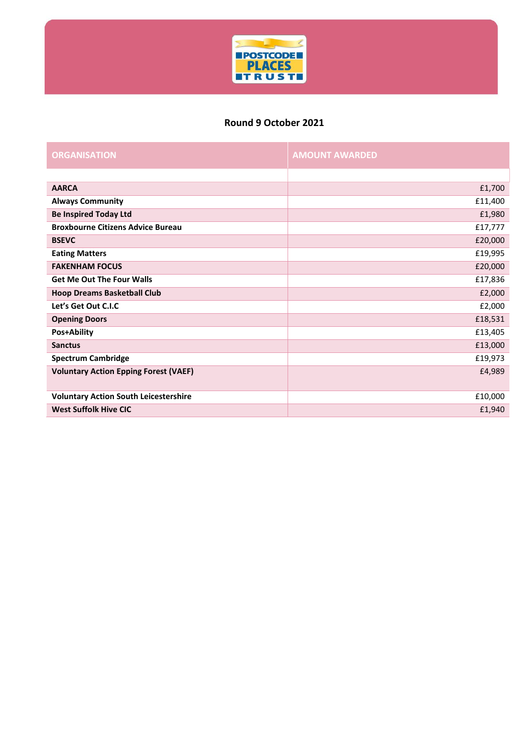## Round 9 October 2021

| ORGANISATION | AMOUNT AWARDED |
|---|---|
| | |
| **AARCA** | £1,700 |
| **Always Community** | £11,400 |
| **Be Inspired Today Ltd** | £1,980 |
| **Broxbourne Citizens Advice Bureau** | £17,777 |
| **BSEVC** | £20,000 |
| **Eating Matters** | £19,995 |
| **FAKENHAM FOCUS** | £20,000 |
| **Get Me Out The Four Walls** | £17,836 |
| **Hoop Dreams Basketball Club** | £2,000 |
| **Let's Get Out C.I.C** | £2,000 |
| **Opening Doors** | £18,531 |
| **Pos+Ability** | £13,405 |
| **Sanctus** | £13,000 |
| **Spectrum Cambridge** | £19,973 |
| **Voluntary Action Epping Forest (VAEF)** | £4,989 |
| **Voluntary Action South Leicestershire** | £10,000 |
| **West Suffolk Hive CIC** | £1,940 |